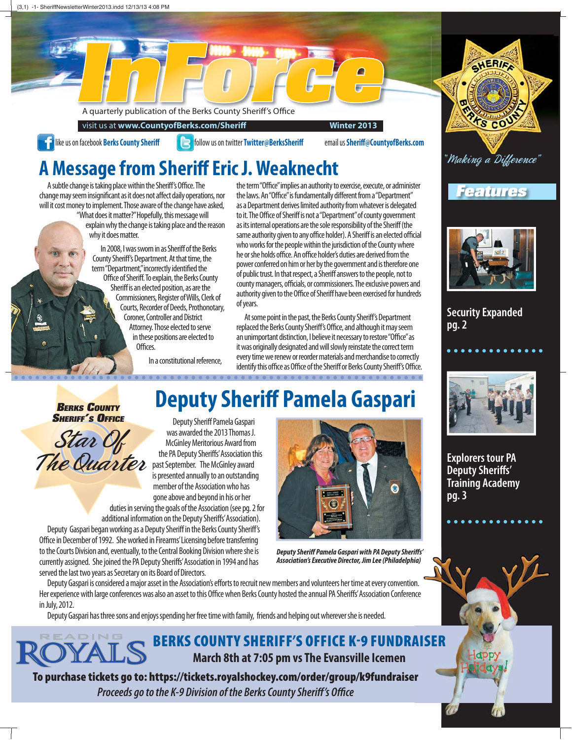# InForce

A quarterly publication of the Berks County Sheriff's Office

visit us at **www.CountyofBerks.com/Sheriff** | **Winter 2013**

like us on facebook **Berks County Sheriff** follow us on twitter **Twitter@BerksSheriff** email us **Sheriff@CountyofBerks.com**

"Making a Difference"

## Features

**Security Expanded pg. 2**

**Explorers tour PA Deputy Sheriffs' Training Academy pg. 3**

# A Message from Sheriff Eric J. Weaknecht

A subtle change is taking place within the Sheriff's Office. The change may seem insignificant as it does not affect daily operations, nor will it cost money to implement. Those aware of the change have asked, "What does it matter?" Hopefully, this message will explain why the change is taking place and the reason why it does matter.

In 2008, I was sworn in as Sheriff of the Berks County Sheriff's Department. At that time, the term "Department," incorrectly identified the Office of Sheriff. To explain, the Berks County Sheriff is an elected position, as are the Commissioners, Register of Wills, Clerk of Courts, Recorder of Deeds, Prothonotary, Coroner, Controller and District Attorney. Those elected to serve in these positions are elected to Offices.

In a constitutional reference, the term "Office" implies an authority to exercise, execute, or administer the laws. An "Office" is fundamentally different from a "Department" as a Department derives limited authority from whatever is delegated to it. The Office of Sheriff is not a "Department" of county government as its internal operations are the sole responsibility of the Sheriff (the same authority given to any office holder). A Sheriff is an elected official who works for the people within the jurisdiction of the County where he or she holds office. An office holder's duties are derived from the power conferred on him or her by the government and is therefore one of public trust. In that respect, a Sheriff answers to the people, not to county managers, officials, or commissioners. The exclusive powers and authority given to the Office of Sheriff have been exercised for hundreds of years.

At some point in the past, the Berks County Sheriff's Department replaced the Berks County Sheriff's Office, and although it may seem an unimportant distinction, I believe it necessary to restore "Office" as it was originally designated and will slowly reinstate the correct term every time we renew or reorder materials and merchandise to correctly identify this office as Office of the Sheriff or Berks County Sheriff's Office.

**Berks County Sheriff's Office**
*Star Of The Quarter*

# Deputy Sheriff Pamela Gaspari

Deputy Sheriff Pamela Gaspari was awarded the 2013 Thomas J. McGinley Meritorious Award from the PA Deputy Sheriffs' Association this past September. The McGinley award is presented annually to an outstanding member of the Association who has gone above and beyond in his or her duties in serving the goals of the Association (see pg. 2 for additional information on the Deputy Sheriffs' Association).

Deputy Gaspari began working as a Deputy Sheriff in the Berks County Sheriff's Office in December of 1992. She worked in Firearms' Licensing before transferring to the Courts Division and, eventually, to the Central Booking Division where she is currently assigned. She joined the PA Deputy Sheriffs' Association in 1994 and has served the last two years as Secretary on its Board of Directors.

*Deputy Sheriff Pamela Gaspari with PA Deputy Sheriffs' Association's Executive Director, Jim Lee (Philadelphia)*

Deputy Gaspari is considered a major asset in the Association's efforts to recruit new members and volunteers her time at every convention. Her experience with large conferences was also an asset to this Office when Berks County hosted the annual PA Sheriffs' Association Conference in July, 2012.

Deputy Gaspari has three sons and enjoys spending her free time with family, friends and helping out wherever she is needed.

Reading Royals

## BERKS COUNTY SHERIFF'S OFFICE K-9 FUNDRAISER

**March 8th at 7:05 pm vs The Evansville Icemen**

**To purchase tickets go to: https://tickets.royalshockey.com/order/group/k9fundraiser**

*Proceeds go to the K-9 Division of the Berks County Sheriff's Office*

Happy Holidays!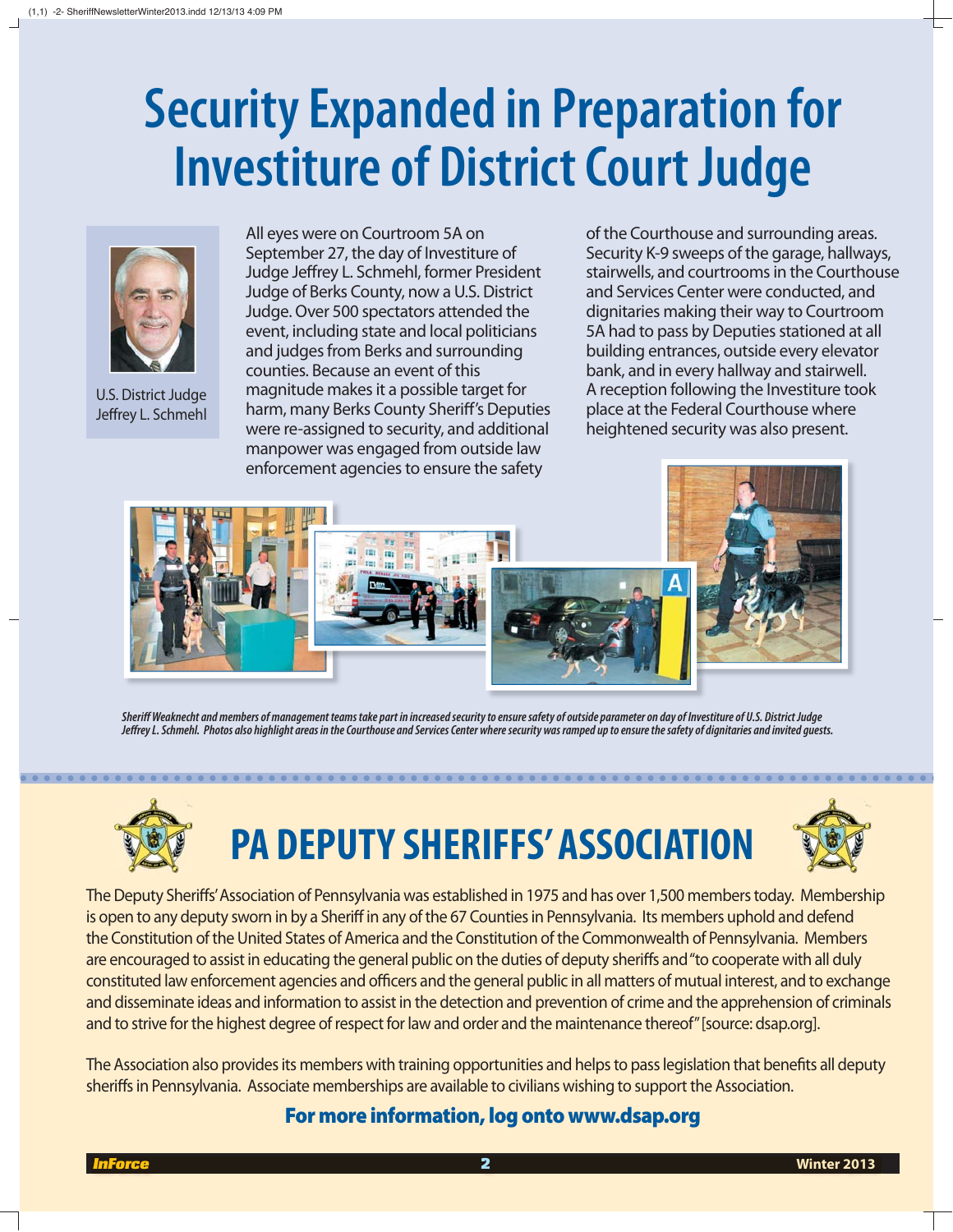# Security Expanded in Preparation for Investiture of District Court Judge

U.S. District Judge Jeffrey L. Schmehl

All eyes were on Courtroom 5A on September 27, the day of Investiture of Judge Jeffrey L. Schmehl, former President Judge of Berks County, now a U.S. District Judge. Over 500 spectators attended the event, including state and local politicians and judges from Berks and surrounding counties. Because an event of this magnitude makes it a possible target for harm, many Berks County Sheriff's Deputies were re-assigned to security, and additional manpower was engaged from outside law enforcement agencies to ensure the safety of the Courthouse and surrounding areas. Security K-9 sweeps of the garage, hallways, stairwells, and courtrooms in the Courthouse and Services Center were conducted, and dignitaries making their way to Courtroom 5A had to pass by Deputies stationed at all building entrances, outside every elevator bank, and in every hallway and stairwell. A reception following the Investiture took place at the Federal Courthouse where heightened security was also present.

*Sheriff Weaknecht and members of management teams take part in increased security to ensure safety of outside parameter on day of Investiture of U.S. District Judge Jeffrey L. Schmehl. Photos also highlight areas in the Courthouse and Services Center where security was ramped up to ensure the safety of dignitaries and invited guests.*

# PA DEPUTY SHERIFFS' ASSOCIATION

The Deputy Sheriffs' Association of Pennsylvania was established in 1975 and has over 1,500 members today. Membership is open to any deputy sworn in by a Sheriff in any of the 67 Counties in Pennsylvania. Its members uphold and defend the Constitution of the United States of America and the Constitution of the Commonwealth of Pennsylvania. Members are encouraged to assist in educating the general public on the duties of deputy sheriffs and "to cooperate with all duly constituted law enforcement agencies and officers and the general public in all matters of mutual interest, and to exchange and disseminate ideas and information to assist in the detection and prevention of crime and the apprehension of criminals and to strive for the highest degree of respect for law and order and the maintenance thereof" [source: dsap.org].

The Association also provides its members with training opportunities and helps to pass legislation that benefits all deputy sheriffs in Pennsylvania. Associate memberships are available to civilians wishing to support the Association.

**For more information, log onto www.dsap.org**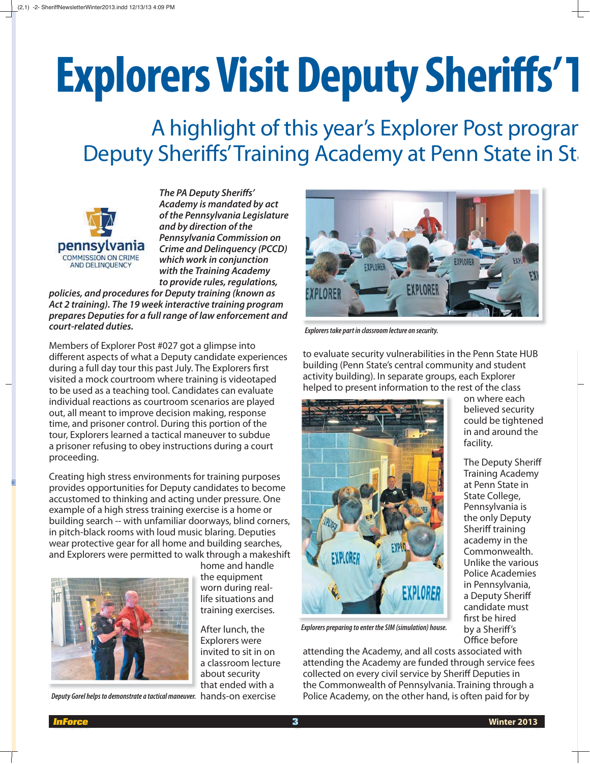# Explorers Visit Deputy Sheriffs' T

## A highlight of this year's Explorer Post progra
## Deputy Sheriffs' Training Academy at Penn State in St

pennsylvania
COMMISSION ON CRIME AND DELINQUENCY

***The PA Deputy Sheriffs' Academy is mandated by act of the Pennsylvania Legislature and by direction of the Pennsylvania Commission on Crime and Delinquency (PCCD) which work in conjunction with the Training Academy to provide rules, regulations, policies, and procedures for Deputy training (known as Act 2 training). The 19 week interactive training program prepares Deputies for a full range of law enforcement and court-related duties.***

Members of Explorer Post #027 got a glimpse into different aspects of what a Deputy candidate experiences during a full day tour this past July. The Explorers first visited a mock courtroom where training is videotaped to be used as a teaching tool. Candidates can evaluate individual reactions as courtroom scenarios are played out, all meant to improve decision making, response time, and prisoner control. During this portion of the tour, Explorers learned a tactical maneuver to subdue a prisoner refusing to obey instructions during a court proceeding.

Creating high stress environments for training purposes provides opportunities for Deputy candidates to become accustomed to thinking and acting under pressure. One example of a high stress training exercise is a home or building search -- with unfamiliar doorways, blind corners, in pitch-black rooms with loud music blaring. Deputies wear protective gear for all home and building searches, and Explorers were permitted to walk through a makeshift home and handle the equipment worn during real-life situations and training exercises.

*Deputy Gorel helps to demonstrate a tactical maneuver.*

After lunch, the Explorers were invited to sit in on a classroom lecture about security that ended with a hands-on exercise to evaluate security vulnerabilities in the Penn State HUB building (Penn State's central community and student activity building). In separate groups, each Explorer helped to present information to the rest of the class on where each believed security could be tightened in and around the facility.

*Explorers take part in classroom lecture on security.*

*Explorers preparing to enter the SIM (simulation) house.*

The Deputy Sheriff Training Academy at Penn State in State College, Pennsylvania is the only Deputy Sheriff training academy in the Commonwealth. Unlike the various Police Academies in Pennsylvania, a Deputy Sheriff candidate must first be hired by a Sheriff's Office before attending the Academy, and all costs associated with attending the Academy are funded through service fees collected on every civil service by Sheriff Deputies in the Commonwealth of Pennsylvania. Training through a Police Academy, on the other hand, is often paid for by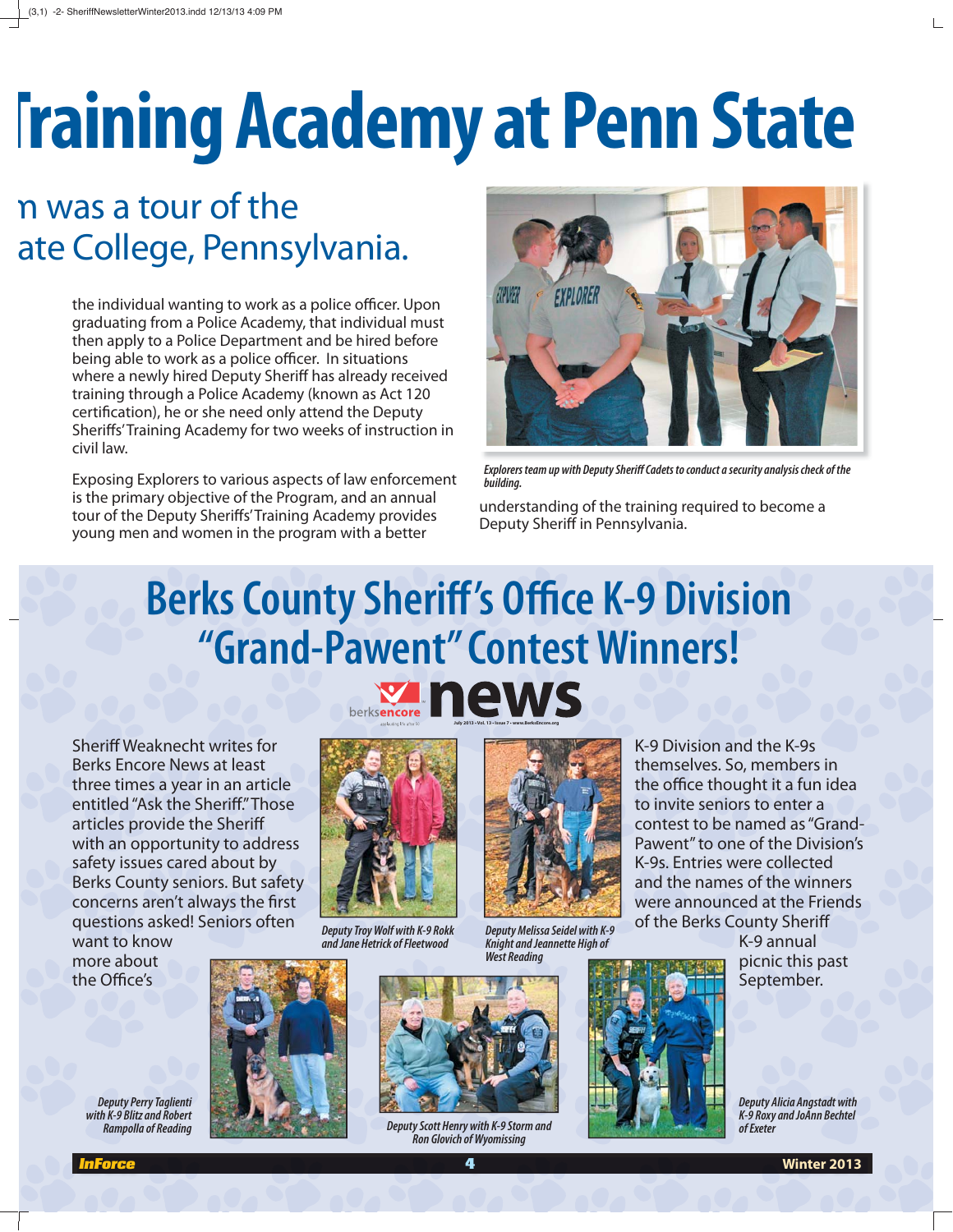# Training Academy at Penn State

## n was a tour of the ate College, Pennsylvania.

the individual wanting to work as a police officer. Upon graduating from a Police Academy, that individual must then apply to a Police Department and be hired before being able to work as a police officer. In situations where a newly hired Deputy Sheriff has already received training through a Police Academy (known as Act 120 certification), he or she need only attend the Deputy Sheriffs' Training Academy for two weeks of instruction in civil law.

Exposing Explorers to various aspects of law enforcement is the primary objective of the Program, and an annual tour of the Deputy Sheriffs' Training Academy provides young men and women in the program with a better understanding of the training required to become a Deputy Sheriff in Pennsylvania.

*Explorers team up with Deputy Sheriff Cadets to conduct a security analysis check of the building.*

# Berks County Sheriff's Office K-9 Division "Grand-Pawent" Contest Winners!

berksencore news

Sheriff Weaknecht writes for Berks Encore News at least three times a year in an article entitled "Ask the Sheriff." Those articles provide the Sheriff with an opportunity to address safety issues cared about by Berks County seniors. But safety concerns aren't always the first questions asked! Seniors often want to know more about the Office's K-9 Division and the K-9s themselves. So, members in the office thought it a fun idea to invite seniors to enter a contest to be named as "Grand-Pawent" to one of the Division's K-9s. Entries were collected and the names of the winners were announced at the Friends of the Berks County Sheriff K-9 annual picnic this past September.

*Deputy Troy Wolf with K-9 Rokk and Jane Hetrick of Fleetwood*

*Deputy Melissa Seidel with K-9 Knight and Jeannette High of West Reading*

*Deputy Perry Taglienti with K-9 Blitz and Robert Rampolla of Reading*

*Deputy Scott Henry with K-9 Storm and Ron Glovich of Wyomissing*

*Deputy Alicia Angstadt with K-9 Roxy and JoAnn Bechtel of Exeter*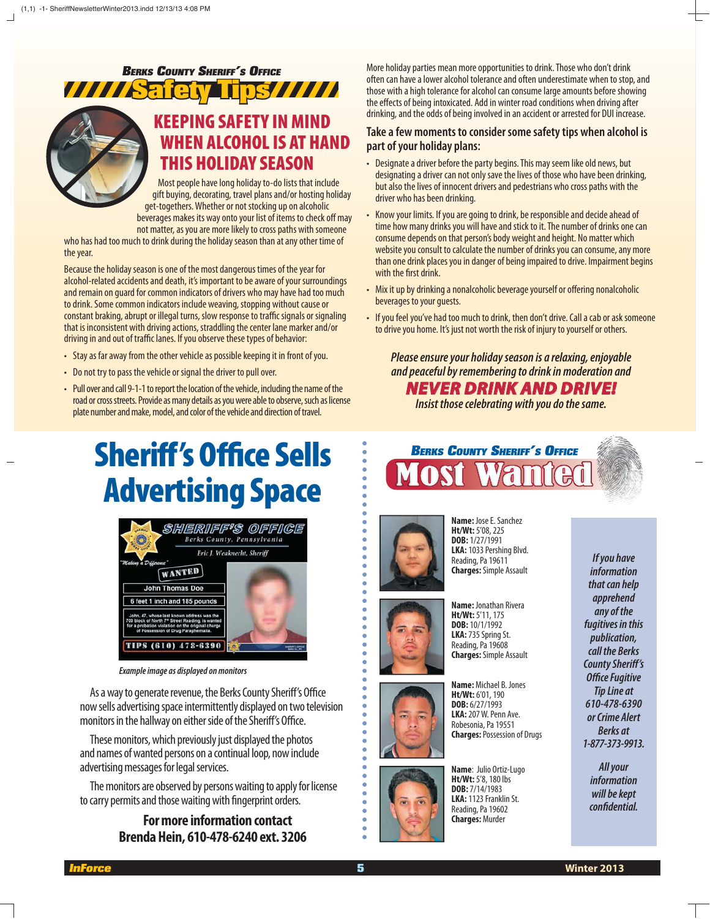## Berks County Sheriff's Office Safety Tips

# KEEPING SAFETY IN MIND WHEN ALCOHOL IS AT HAND THIS HOLIDAY SEASON

Most people have long holiday to-do lists that include gift buying, decorating, travel plans and/or hosting holiday get-togethers. Whether or not stocking up on alcoholic beverages makes its way onto your list of items to check off may not matter, as you are more likely to cross paths with someone who has had too much to drink during the holiday season than at any other time of the year.

Because the holiday season is one of the most dangerous times of the year for alcohol-related accidents and death, it's important to be aware of your surroundings and remain on guard for common indicators of drivers who may have had too much to drink. Some common indicators include weaving, stopping without cause or constant braking, abrupt or illegal turns, slow response to traffic signals or signaling that is inconsistent with driving actions, straddling the center lane marker and/or driving in and out of traffic lanes. If you observe these types of behavior:

- Stay as far away from the other vehicle as possible keeping it in front of you.
- Do not try to pass the vehicle or signal the driver to pull over.
- Pull over and call 9-1-1 to report the location of the vehicle, including the name of the road or cross streets. Provide as many details as you were able to observe, such as license plate number and make, model, and color of the vehicle and direction of travel.

More holiday parties mean more opportunities to drink. Those who don't drink often can have a lower alcohol tolerance and often underestimate when to stop, and those with a high tolerance for alcohol can consume large amounts before showing the effects of being intoxicated. Add in winter road conditions when driving after drinking, and the odds of being involved in an accident or arrested for DUI increase.

### Take a few moments to consider some safety tips when alcohol is part of your holiday plans:

- Designate a driver before the party begins. This may seem like old news, but designating a driver can not only save the lives of those who have been drinking, but also the lives of innocent drivers and pedestrians who cross paths with the driver who has been drinking.
- Know your limits. If you are going to drink, be responsible and decide ahead of time how many drinks you will have and stick to it. The number of drinks one can consume depends on that person's body weight and height. No matter which website you consult to calculate the number of drinks you can consume, any more than one drink places you in danger of being impaired to drive. Impairment begins with the first drink.
- Mix it up by drinking a nonalcoholic beverage yourself or offering nonalcoholic beverages to your guests.
- If you feel you've had too much to drink, then don't drive. Call a cab or ask someone to drive you home. It's just not worth the risk of injury to yourself or others.

*Please ensure your holiday season is a relaxing, enjoyable and peaceful by remembering to drink in moderation and*

**NEVER DRINK AND DRIVE!**

*Insist those celebrating with you do the same.*

# Sheriff's Office Sells Advertising Space

*Example image as displayed on monitors*

As a way to generate revenue, the Berks County Sheriff's Office now sells advertising space intermittently displayed on two television monitors in the hallway on either side of the Sheriff's Office.

These monitors, which previously just displayed the photos and names of wanted persons on a continual loop, now include advertising messages for legal services.

The monitors are observed by persons waiting to apply for license to carry permits and those waiting with fingerprint orders.

**For more information contact Brenda Hein, 610-478-6240 ext. 3206**

## Berks County Sheriff's Office Most Wanted

**Name:** Jose E. Sanchez
**Ht/Wt:** 5'08, 225
**DOB:** 1/27/1991
**LKA:** 1033 Pershing Blvd. Reading, Pa 19611
**Charges:** Simple Assault

**Name:** Jonathan Rivera
**Ht/Wt:** 5'11, 175
**DOB:** 10/1/1992
**LKA:** 735 Spring St. Reading, Pa 19608
**Charges:** Simple Assault

**Name:** Michael B. Jones
**Ht/Wt:** 6'01, 190
**DOB:** 6/27/1993
**LKA:** 207 W. Penn Ave. Robesonia, Pa 19551
**Charges:** Possession of Drugs

**Name**: Julio Ortiz-Lugo
**Ht/Wt:** 5'8, 180 lbs
**DOB:** 7/14/1983
**LKA:** 1123 Franklin St. Reading, Pa 19602
**Charges:** Murder

*If you have information that can help apprehend any of the fugitives in this publication, call the Berks County Sheriff's Office Fugitive Tip Line at 610-478-6390 or Crime Alert Berks at 1-877-373-9913.*

*All your information will be kept confidential.*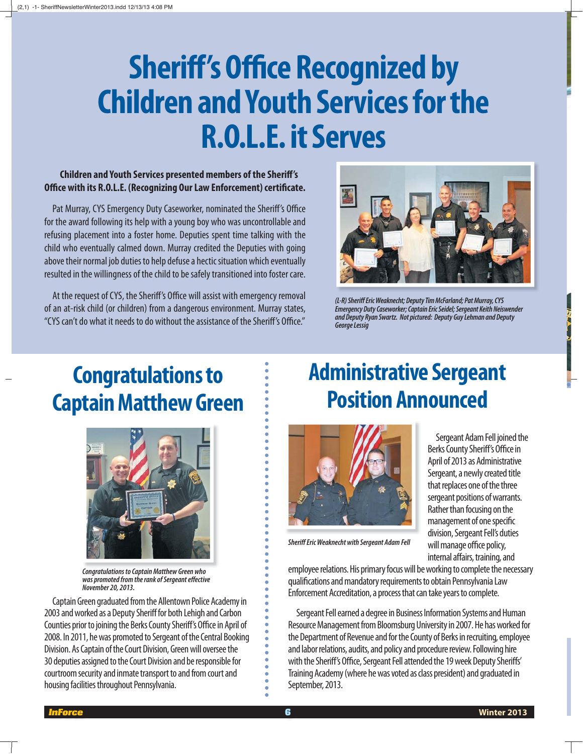# Sheriff's Office Recognized by Children and Youth Services for the R.O.L.E. it Serves

**Children and Youth Services presented members of the Sheriff's Office with its R.O.L.E. (Recognizing Our Law Enforcement) certificate.**

Pat Murray, CYS Emergency Duty Caseworker, nominated the Sheriff's Office for the award following its help with a young boy who was uncontrollable and refusing placement into a foster home. Deputies spent time talking with the child who eventually calmed down. Murray credited the Deputies with going above their normal job duties to help defuse a hectic situation which eventually resulted in the willingness of the child to be safely transitioned into foster care.

At the request of CYS, the Sheriff's Office will assist with emergency removal of an at-risk child (or children) from a dangerous environment. Murray states, "CYS can't do what it needs to do without the assistance of the Sheriff's Office."

*(L-R) Sheriff Eric Weaknecht; Deputy Tim McFarland; Pat Murray, CYS Emergency Duty Caseworker; Captain Eric Seidel; Sergeant Keith Neiswender and Deputy Ryan Swartz. Not pictured: Deputy Guy Lehman and Deputy George Lessig*

## Congratulations to Captain Matthew Green

*Congratulations to Captain Matthew Green who was promoted from the rank of Sergeant effective November 20, 2013.*

Captain Green graduated from the Allentown Police Academy in 2003 and worked as a Deputy Sheriff for both Lehigh and Carbon Counties prior to joining the Berks County Sheriff's Office in April of 2008. In 2011, he was promoted to Sergeant of the Central Booking Division. As Captain of the Court Division, Green will oversee the 30 deputies assigned to the Court Division and be responsible for courtroom security and inmate transport to and from court and housing facilities throughout Pennsylvania.

## Administrative Sergeant Position Announced

*Sheriff Eric Weaknecht with Sergeant Adam Fell*

Sergeant Adam Fell joined the Berks County Sheriff's Office in April of 2013 as Administrative Sergeant, a newly created title that replaces one of the three sergeant positions of warrants. Rather than focusing on the management of one specific division, Sergeant Fell's duties will manage office policy, internal affairs, training, and employee relations. His primary focus will be working to complete the necessary qualifications and mandatory requirements to obtain Pennsylvania Law Enforcement Accreditation, a process that can take years to complete.

Sergeant Fell earned a degree in Business Information Systems and Human Resource Management from Bloomsburg University in 2007. He has worked for the Department of Revenue and for the County of Berks in recruiting, employee and labor relations, audits, and policy and procedure review. Following hire with the Sheriff's Office, Sergeant Fell attended the 19 week Deputy Sheriffs' Training Academy (where he was voted as class president) and graduated in September, 2013.